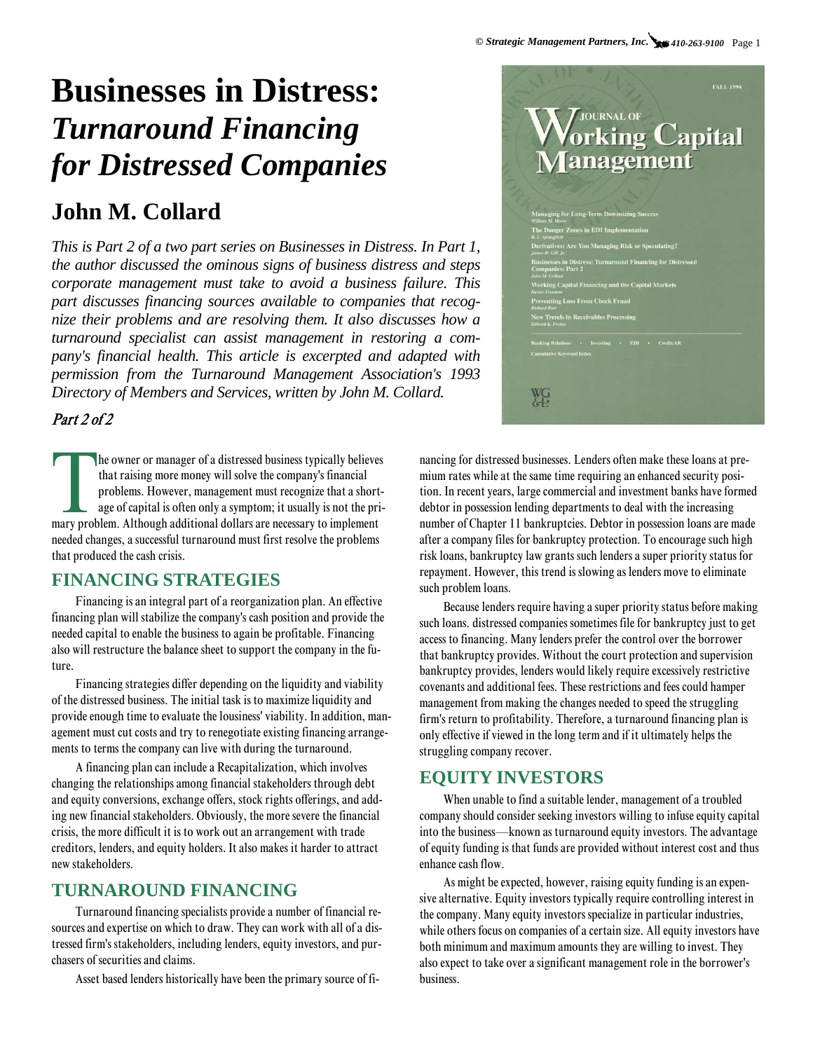# Businesses in Distress: *Turnaround Financing for Distressed Companies*

## John M. Collard

*This is Part 2 of a two part series on Businesses in Distress. In Part 1, the author discussed the ominous signs of business distress and steps corporate management must take to avoid a business failure. This part discusses financing sources available to companies that recognize their problems and are resolving them. It also discusses how a turnaround specialist can assist management in restoring a company's financial health. This article is excerpted and adapted with permission from the Turnaround Management Association's 1993 Directory of Members and Services, written by John M. Collard.*

*Part 2 of 2*

The owner or manager of a distressed business typically believes that raising more money will solve the company's financial problems. However, management must recognize that a shortage of capital is often only a symptom; it usually is not the primary problem. Although additional dollars are necessary to implement needed changes, a successful turnaround must first resolve the problems that produced the cash crisis.

## FINANCING STRATEGIES

Financing is an integral part of a reorganization plan. An effective financing plan will stabilize the company's cash position and provide the needed capital to enable the business to again be profitable. Financing also will restructure the balance sheet to support the company in the future.

Financing strategies differ depending on the liquidity and viability of the distressed business. The initial task is to maximize liquidity and provide enough time to evaluate the lousiness' viability. In addition, management must cut costs and try to renegotiate existing financing arrangements to terms the company can live with during the turnaround.

A financing plan can include a Recapitalization, which involves changing the relationships among financial stakeholders through debt and equity conversions, exchange offers, stock rights offerings, and adding new financial stakeholders. Obviously, the more severe the financial crisis, the more difficult it is to work out an arrangement with trade creditors, lenders, and equity holders. It also makes it harder to attract new stakeholders.

## TURNAROUND FINANCING

Turnaround financing specialists provide a number of financial resources and expertise on which to draw. They can work with all of a distressed firm's stakeholders, including lenders, equity investors, and purchasers of securities and claims.

Asset based lenders historically have been the primary source of financing for distressed businesses. Lenders often make these loans at premium rates while at the same time requiring an enhanced security position. In recent years, large commercial and investment banks have formed debtor in possession lending departments to deal with the increasing number of Chapter 11 bankruptcies. Debtor in possession loans are made after a company files for bankruptcy protection. To encourage such high risk loans, bankruptcy law grants such lenders a super priority status for repayment. However, this trend is slowing as lenders move to eliminate such problem loans.

Because lenders require having a super priority status before making such loans. distressed companies sometimes file for bankruptcy just to get access to financing. Many lenders prefer the control over the borrower that bankruptcy provides. Without the court protection and supervision bankruptcy provides, lenders would likely require excessively restrictive covenants and additional fees. These restrictions and fees could hamper management from making the changes needed to speed the struggling firm's return to profitability. Therefore, a turnaround financing plan is only effective if viewed in the long term and if it ultimately helps the struggling company recover.

## EQUITY INVESTORS

When unable to find a suitable lender, management of a troubled company should consider seeking investors willing to infuse equity capital into the business—known as turnaround equity investors. The advantage of equity funding is that funds are provided without interest cost and thus enhance cash flow.

As might be expected, however, raising equity funding is an expensive alternative. Equity investors typically require controlling interest in the company. Many equity investors specialize in particular industries, while others focus on companies of a certain size. All equity investors have both minimum and maximum amounts they are willing to invest. They also expect to take over a significant management role in the borrower's business.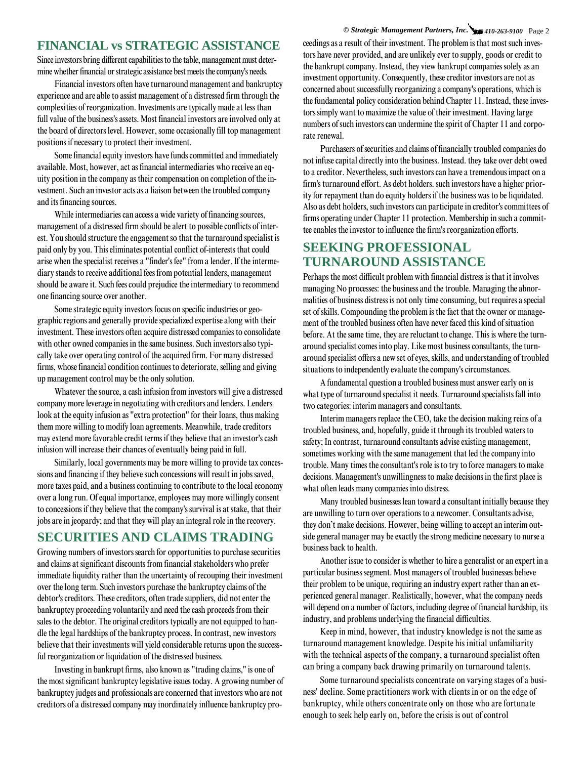## FINANCIAL vs STRATEGIC ASSISTANCE

Since investors bring different capabilities to the table, management must determine whether financial or strategic assistance best meets the company's needs.

Financial investors often have turnaround management and bankruptcy experience and are able to assist management of a distressed firm through the complexities of reorganization. Investments are typically made at less than full value of the business's assets. Most financial investors are involved only at the board of directors level. However, some occasionally fill top management positions if necessary to protect their investment.

Some financial equity investors have funds committed and immediately available. Most, however, act as financial intermediaries who receive an equity position in the company as their compensation on completion of the investment. Such an investor acts as a liaison between the troubled company and its financing sources.

While intermediaries can access a wide variety of financing sources, management of a distressed firm should be alert to possible conflicts of interest. You should structure the engagement so that the turnaround specialist is paid only by you. This eliminates potential conflict of-interests that could arise when the specialist receives a "finder's fee" from a lender. If the intermediary stands to receive additional fees from potential lenders, management should be aware it. Such fees could prejudice the intermediary to recommend one financing source over another.

Some strategic equity investors focus on specific industries or geographic regions and generally provide specialized expertise along with their investment. These investors often acquire distressed companies to consolidate with other owned companies in the same business. Such investors also typically take over operating control of the acquired firm. For many distressed firms, whose financial condition continues to deteriorate, selling and giving up management control may be the only solution.

Whatever the source, a cash infusion from investors will give a distressed company more leverage in negotiating with creditors and lenders. Lenders look at the equity infusion as "extra protection" for their loans, thus making them more willing to modify loan agreements. Meanwhile, trade creditors may extend more favorable credit terms if they believe that an investor's cash infusion will increase their chances of eventually being paid in full.

Similarly, local governments may be more willing to provide tax concessions and financing if they believe such concessions will result in jobs saved, more taxes paid, and a business continuing to contribute to the local economy over a long run. Of equal importance, employees may more willingly consent to concessions if they believe that the company's survival is at stake, that their jobs are in jeopardy; and that they will play an integral role in the recovery.

## SECURITIES AND CLAIMS TRADING

Growing numbers of investors search for opportunities to purchase securities and claims at significant discounts from financial stakeholders who prefer immediate liquidity rather than the uncertainty of recouping their investment over the long term. Such investors purchase the bankruptcy claims of the debtor's creditors. These creditors, often trade suppliers, did not enter the bankruptcy proceeding voluntarily and need the cash proceeds from their sales to the debtor. The original creditors typically are not equipped to handle the legal hardships of the bankruptcy process. In contrast, new investors believe that their investments will yield considerable returns upon the successful reorganization or liquidation of the distressed business.

Investing in bankrupt firms, also known as "trading claims," is one of the most significant bankruptcy legislative issues today. A growing number of bankruptcy judges and professionals are concerned that investors who are not creditors of a distressed company may inordinately influence bankruptcy proceedings as a result of their investment. The problem is that most such investors have never provided, and are unlikely ever to supply, goods or credit to the bankrupt company. Instead, they view bankrupt companies solely as an investment opportunity. Consequently, these creditor investors are not as concerned about successfully reorganizing a company's operations, which is the fundamental policy consideration behind Chapter 11. Instead, these investors simply want to maximize the value of their investment. Having large numbers of such investors can undermine the spirit of Chapter 11 and corporate renewal.

Purchasers of securities and claims of financially troubled companies do not infuse capital directly into the business. Instead. they take over debt owed to a creditor. Nevertheless, such investors can have a tremendous impact on a firm's turnaround effort. As debt holders. such investors have a higher priority for repayment than do equity holders if the business was to be liquidated. Also as debt holders, such investors can participate in creditor's committees of firms operating under Chapter 11 protection. Membership in such a committee enables the investor to influence the firm's reorganization efforts.

## SEEKING PROFESSIONAL TURNAROUND ASSISTANCE

Perhaps the most difficult problem with financial distress is that it involves managing No processes: the business and the trouble. Managing the abnormalities of business distress is not only time consuming, but requires a special set of skills. Compounding the problem is the fact that the owner or management of the troubled business often have never faced this kind of situation before. At the same time, they are reluctant to change. This is where the turnaround specialist comes into play. Like most business consultants, the turnaround specialist offers a new set of eyes, skills, and understanding of troubled situations to independently evaluate the company's circumstances.

A fundamental question a troubled business must answer early on is what type of turnaround specialist it needs. Turnaround specialists fall into two categories: interim managers and consultants.

Interim managers replace the CEO, take the decision making reins of a troubled business, and, hopefully, guide it through its troubled waters to safety; In contrast, turnaround consultants advise existing management, sometimes working with the same management that led the company into trouble. Many times the consultant's role is to try to force managers to make decisions. Management's unwillingness to make decisions in the first place is what often leads many companies into distress.

Many troubled businesses lean toward a consultant initially because they are unwilling to turn over operations to a newcomer. Consultants advise, they don't make decisions. However, being willing to accept an interim outside general manager may be exactly the strong medicine necessary to nurse a business back to health.

Another issue to consider is whether to hire a generalist or an expert in a particular business segment. Most managers of troubled businesses believe their problem to be unique, requiring an industry expert rather than an experienced general manager. Realistically, however, what the company needs will depend on a number of factors, including degree of financial hardship, its industry, and problems underlying the financial difficulties.

Keep in mind, however, that industry knowledge is not the same as turnaround management knowledge. Despite his initial unfamiliarity with the technical aspects of the company, a turnaround specialist often can bring a company back drawing primarily on turnaround talents.

Some turnaround specialists concentrate on varying stages of a business' decline. Some practitioners work with clients in or on the edge of bankruptcy, while others concentrate only on those who are fortunate enough to seek help early on, before the crisis is out of control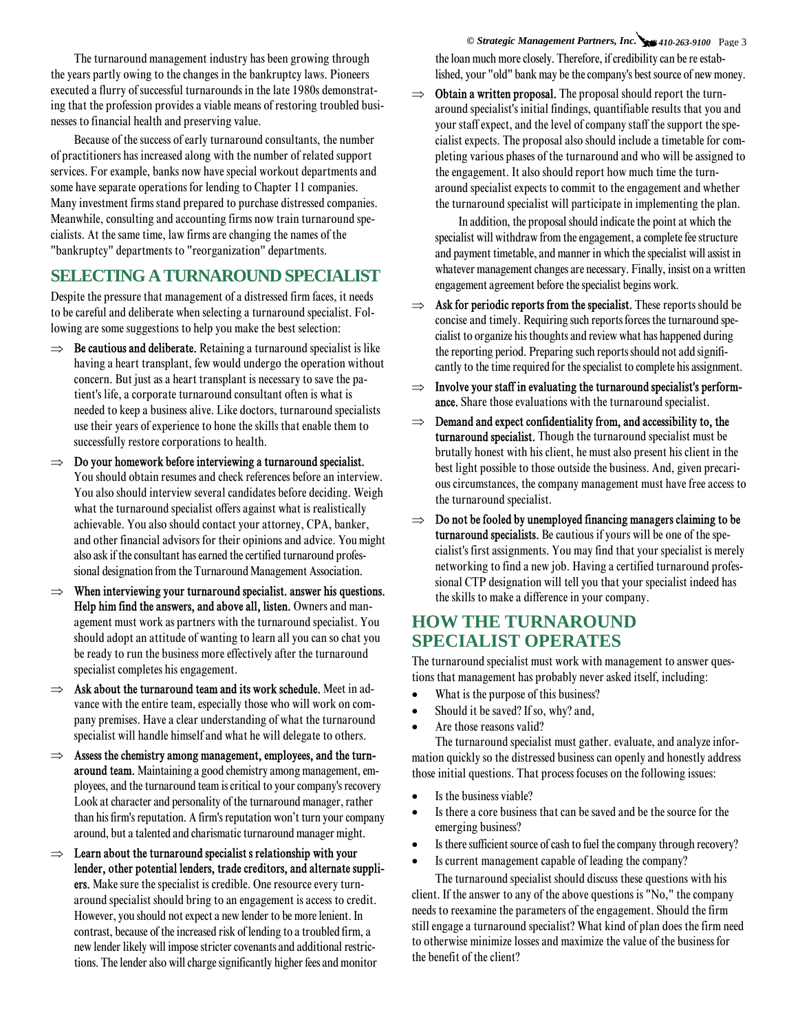The turnaround management industry has been growing through the years partly owing to the changes in the bankruptcy laws. Pioneers executed a flurry of successful turnarounds in the late 1980s demonstrating that the profession provides a viable means of restoring troubled businesses to financial health and preserving value.

Because of the success of early turnaround consultants, the number of practitioners has increased along with the number of related support services. For example, banks now have special workout departments and some have separate operations for lending to Chapter 11 companies. Many investment firms stand prepared to purchase distressed companies. Meanwhile, consulting and accounting firms now train turnaround specialists. At the same time, law firms are changing the names of the "bankruptcy" departments to "reorganization" departments.

## SELECTING A TURNAROUND SPECIALIST

Despite the pressure that management of a distressed firm faces, it needs to be careful and deliberate when selecting a turnaround specialist. Following are some suggestions to help you make the best selection:

⇒ **Be cautious and deliberate.** Retaining a turnaround specialist is like having a heart transplant, few would undergo the operation without concern. But just as a heart transplant is necessary to save the patient's life, a corporate turnaround consultant often is what is needed to keep a business alive. Like doctors, turnaround specialists use their years of experience to hone the skills that enable them to successfully restore corporations to health.

⇒ **Do your homework before interviewing a turnaround specialist.** You should obtain resumes and check references before an interview. You also should interview several candidates before deciding. Weigh what the turnaround specialist offers against what is realistically achievable. You also should contact your attorney, CPA, banker, and other financial advisors for their opinions and advice. You might also ask if the consultant has earned the certified turnaround professional designation from the Turnaround Management Association.

⇒ **When interviewing your turnaround specialist. answer his questions. Help him find the answers, and above all, listen.** Owners and management must work as partners with the turnaround specialist. You should adopt an attitude of wanting to learn all you can so chat you be ready to run the business more effectively after the turnaround specialist completes his engagement.

⇒ **Ask about the turnaround team and its work schedule.** Meet in advance with the entire team, especially those who will work on company premises. Have a clear understanding of what the turnaround specialist will handle himself and what he will delegate to others.

⇒ **Assess the chemistry among management, employees, and the turnaround team.** Maintaining a good chemistry among management, employees, and the turnaround team is critical to your company's recovery Look at character and personality of the turnaround manager, rather than his firm's reputation. A firm's reputation won't turn your company around, but a talented and charismatic turnaround manager might.

⇒ **Learn about the turnaround specialist s relationship with your lender, other potential lenders, trade creditors, and alternate suppliers.** Make sure the specialist is credible. One resource every turnaround specialist should bring to an engagement is access to credit. However, you should not expect a new lender to be more lenient. In contrast, because of the increased risk of lending to a troubled firm, a new lender likely will impose stricter covenants and additional restrictions. The lender also will charge significantly higher fees and monitor the loan much more closely. Therefore, if credibility can be re established, your "old" bank may be the company's best source of new money.

⇒ **Obtain a written proposal.** The proposal should report the turnaround specialist's initial findings, quantifiable results that you and your staff expect, and the level of company staff the support the specialist expects. The proposal also should include a timetable for completing various phases of the turnaround and who will be assigned to the engagement. It also should report how much time the turnaround specialist expects to commit to the engagement and whether the turnaround specialist will participate in implementing the plan.

In addition, the proposal should indicate the point at which the specialist will withdraw from the engagement, a complete fee structure and payment timetable, and manner in which the specialist will assist in whatever management changes are necessary. Finally, insist on a written engagement agreement before the specialist begins work.

⇒ **Ask for periodic reports from the specialist.** These reports should be concise and timely. Requiring such reports forces the turnaround specialist to organize his thoughts and review what has happened during the reporting period. Preparing such reports should not add significantly to the time required for the specialist to complete his assignment.

⇒ **Involve your staff in evaluating the turnaround specialist's performance.** Share those evaluations with the turnaround specialist.

⇒ **Demand and expect confidentiality from, and accessibility to, the turnaround specialist.** Though the turnaround specialist must be brutally honest with his client, he must also present his client in the best light possible to those outside the business. And, given precarious circumstances, the company management must have free access to the turnaround specialist.

⇒ **Do not be fooled by unemployed financing managers claiming to be turnaround specialists.** Be cautious if yours will be one of the specialist's first assignments. You may find that your specialist is merely networking to find a new job. Having a certified turnaround professional CTP designation will tell you that your specialist indeed has the skills to make a difference in your company.

## HOW THE TURNAROUND SPECIALIST OPERATES

The turnaround specialist must work with management to answer questions that management has probably never asked itself, including:

- What is the purpose of this business?
- Should it be saved? If so, why? and,
- Are those reasons valid?

The turnaround specialist must gather. evaluate, and analyze information quickly so the distressed business can openly and honestly address those initial questions. That process focuses on the following issues:

- Is the business viable?
- Is there a core business that can be saved and be the source for the emerging business?
- Is there sufficient source of cash to fuel the company through recovery?
- Is current management capable of leading the company?

The turnaround specialist should discuss these questions with his client. If the answer to any of the above questions is "No," the company needs to reexamine the parameters of the engagement. Should the firm still engage a turnaround specialist? What kind of plan does the firm need to otherwise minimize losses and maximize the value of the business for the benefit of the client?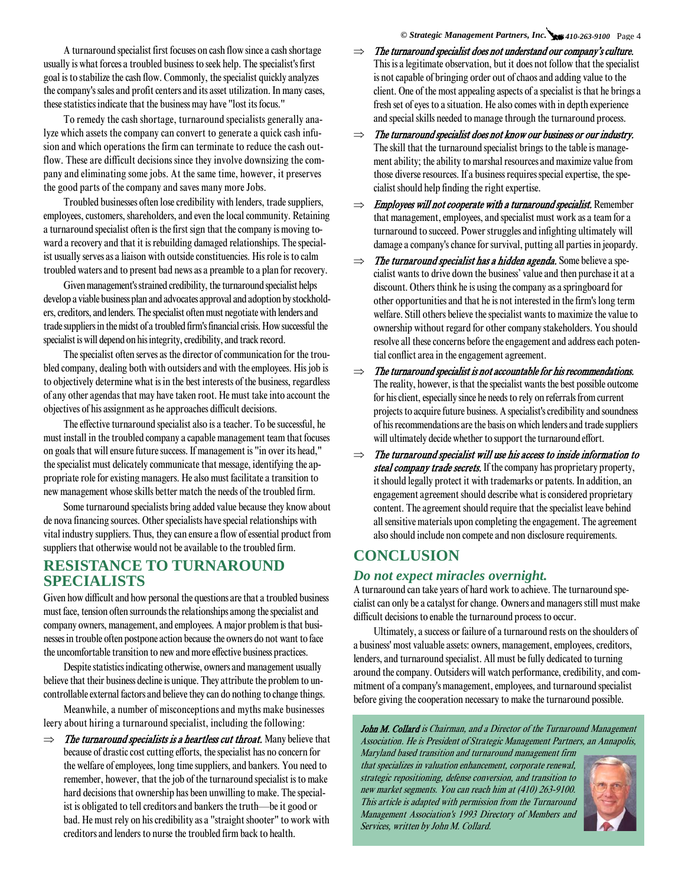A turnaround specialist first focuses on cash flow since a cash shortage usually is what forces a troubled business to seek help. The specialist's first goal is to stabilize the cash flow. Commonly, the specialist quickly analyzes the company's sales and profit centers and its asset utilization. In many cases, these statistics indicate that the business may have "lost its focus."

To remedy the cash shortage, turnaround specialists generally analyze which assets the company can convert to generate a quick cash infusion and which operations the firm can terminate to reduce the cash outflow. These are difficult decisions since they involve downsizing the company and eliminating some jobs. At the same time, however, it preserves the good parts of the company and saves many more Jobs.

Troubled businesses often lose credibility with lenders, trade suppliers, employees, customers, shareholders, and even the local community. Retaining a turnaround specialist often is the first sign that the company is moving toward a recovery and that it is rebuilding damaged relationships. The specialist usually serves as a liaison with outside constituencies. His role is to calm troubled waters and to present bad news as a preamble to a plan for recovery.

Given management's strained credibility, the turnaround specialist helps develop a viable business plan and advocates approval and adoption by stockholders, creditors, and lenders. The specialist often must negotiate with lenders and trade suppliers in the midst of a troubled firm's financial crisis. How successful the specialist is will depend on his integrity, credibility, and track record.

The specialist often serves as the director of communication for the troubled company, dealing both with outsiders and with the employees. His job is to objectively determine what is in the best interests of the business, regardless of any other agendas that may have taken root. He must take into account the objectives of his assignment as he approaches difficult decisions.

The effective turnaround specialist also is a teacher. To be successful, he must install in the troubled company a capable management team that focuses on goals that will ensure future success. If management is "in over its head," the specialist must delicately communicate that message, identifying the appropriate role for existing managers. He also must facilitate a transition to new management whose skills better match the needs of the troubled firm.

Some turnaround specialists bring added value because they know about de nova financing sources. Other specialists have special relationships with vital industry suppliers. Thus, they can ensure a flow of essential product from suppliers that otherwise would not be available to the troubled firm.

## RESISTANCE TO TURNAROUND SPECIALISTS

Given how difficult and how personal the questions are that a troubled business must face, tension often surrounds the relationships among the specialist and company owners, management, and employees. A major problem is that businesses in trouble often postpone action because the owners do not want to face the uncomfortable transition to new and more effective business practices.

Despite statistics indicating otherwise, owners and management usually believe that their business decline is unique. They attribute the problem to uncontrollable external factors and believe they can do nothing to change things.

Meanwhile, a number of misconceptions and myths make businesses leery about hiring a turnaround specialist, including the following:

⇒ ***The turnaround specialists is a heartless cut throat.*** Many believe that because of drastic cost cutting efforts, the specialist has no concern for the welfare of employees, long time suppliers, and bankers. You need to remember, however, that the job of the turnaround specialist is to make hard decisions that ownership has been unwilling to make. The specialist is obligated to tell creditors and bankers the truth—be it good or bad. He must rely on his credibility as a "straight shooter" to work with creditors and lenders to nurse the troubled firm back to health.

⇒ ***The turnaround specialist does not understand our company's culture.*** This is a legitimate observation, but it does not follow that the specialist is not capable of bringing order out of chaos and adding value to the client. One of the most appealing aspects of a specialist is that he brings a fresh set of eyes to a situation. He also comes with in depth experience and special skills needed to manage through the turnaround process.

⇒ ***The turnaround specialist does not know our business or our industry.*** The skill that the turnaround specialist brings to the table is management ability; the ability to marshal resources and maximize value from those diverse resources. If a business requires special expertise, the specialist should help finding the right expertise.

⇒ ***Employees will not cooperate with a turnaround specialist.*** Remember that management, employees, and specialist must work as a team for a turnaround to succeed. Power struggles and infighting ultimately will damage a company's chance for survival, putting all parties in jeopardy.

⇒ ***The turnaround specialist has a hidden agenda.*** Some believe a specialist wants to drive down the business' value and then purchase it at a discount. Others think he is using the company as a springboard for other opportunities and that he is not interested in the firm's long term welfare. Still others believe the specialist wants to maximize the value to ownership without regard for other company stakeholders. You should resolve all these concerns before the engagement and address each potential conflict area in the engagement agreement.

⇒ ***The turnaround specialist is not accountable for his recommendations.*** The reality, however, is that the specialist wants the best possible outcome for his client, especially since he needs to rely on referrals from current projects to acquire future business. A specialist's credibility and soundness of his recommendations are the basis on which lenders and trade suppliers will ultimately decide whether to support the turnaround effort.

⇒ ***The turnaround specialist will use his access to inside information to steal company trade secrets.*** If the company has proprietary property, it should legally protect it with trademarks or patents. In addition, an engagement agreement should describe what is considered proprietary content. The agreement should require that the specialist leave behind all sensitive materials upon completing the engagement. The agreement also should include non compete and non disclosure requirements.

## CONCLUSION

### *Do not expect miracles overnight.*

A turnaround can take years of hard work to achieve. The turnaround specialist can only be a catalyst for change. Owners and managers still must make difficult decisions to enable the turnaround process to occur.

Ultimately, a success or failure of a turnaround rests on the shoulders of a business' most valuable assets: owners, management, employees, creditors, lenders, and turnaround specialist. All must be fully dedicated to turning around the company. Outsiders will watch performance, credibility, and commitment of a company's management, employees, and turnaround specialist before giving the cooperation necessary to make the turnaround possible.

***John M. Collard*** *is Chairman, and a Director of the Turnaround Management Association. He is President of Strategic Management Partners, an Annapolis, Maryland based transition and turnaround management firm that specializes in valuation enhancement, corporate renewal, strategic repositioning, defense conversion, and transition to new market segments. You can reach him at (410) 263-9100. This article is adapted with permission from the Turnaround Management Association's 1993 Directory of Members and Services, written by John M. Collard.*